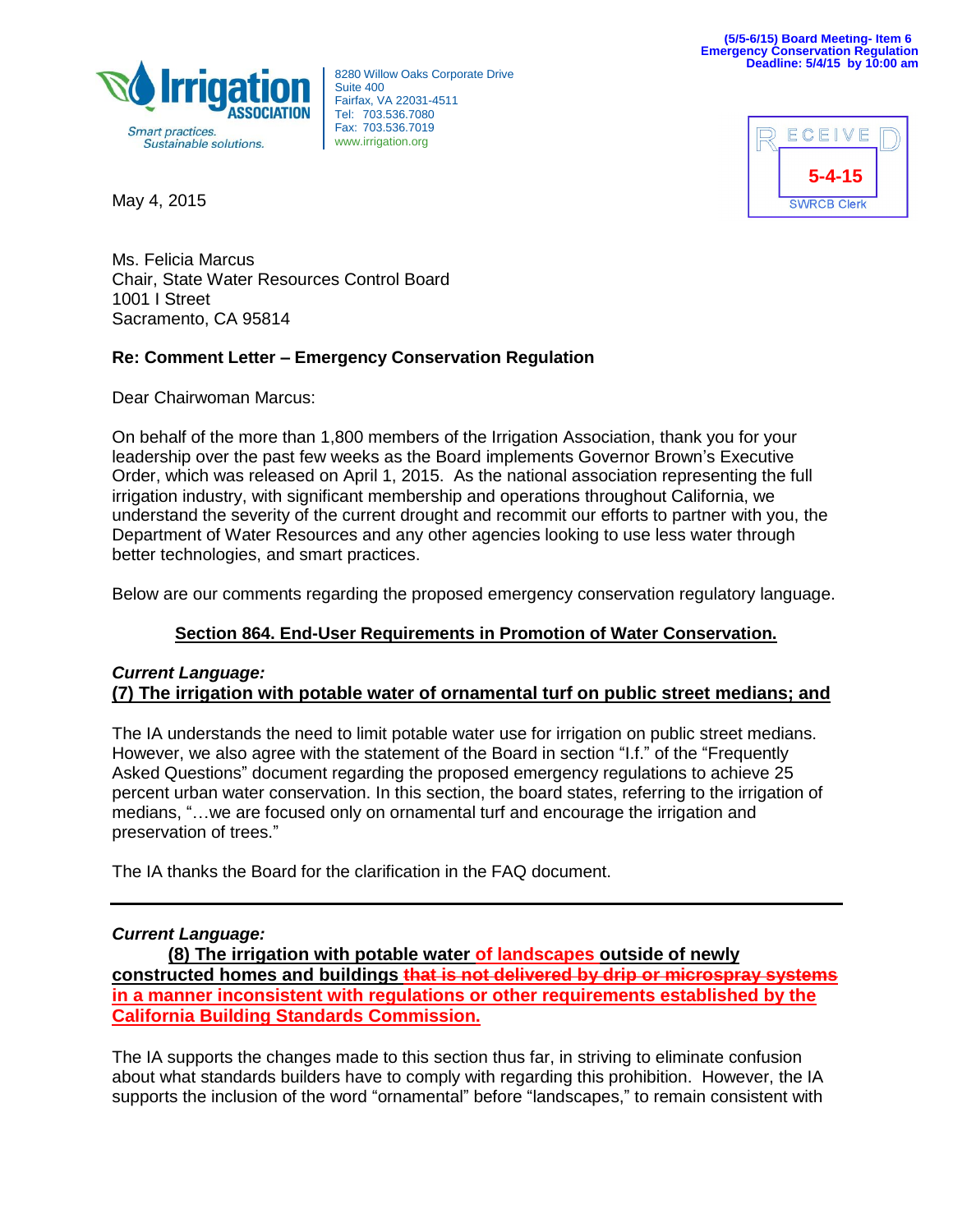(5/5-6/15) Board Meeting- Item 6
Emergency Conservation Regulation
Deadline: 5/4/15 by 10:00 am

Irrigation ASSOCIATION
Smart practices. Sustainable solutions.

8280 Willow Oaks Corporate Drive
Suite 400
Fairfax, VA 22031-4511
Tel: 703.536.7080
Fax: 703.536.7019
www.irrigation.org

RECEIVED
5-4-15
SWRCB Clerk

May 4, 2015

Ms. Felicia Marcus
Chair, State Water Resources Control Board
1001 I Street
Sacramento, CA 95814

**Re: Comment Letter – Emergency Conservation Regulation**

Dear Chairwoman Marcus:

On behalf of the more than 1,800 members of the Irrigation Association, thank you for your leadership over the past few weeks as the Board implements Governor Brown's Executive Order, which was released on April 1, 2015. As the national association representing the full irrigation industry, with significant membership and operations throughout California, we understand the severity of the current drought and recommit our efforts to partner with you, the Department of Water Resources and any other agencies looking to use less water through better technologies, and smart practices.

Below are our comments regarding the proposed emergency conservation regulatory language.

## Section 864. End-User Requirements in Promotion of Water Conservation.

***Current Language:***
**(7) The irrigation with potable water of ornamental turf on public street medians; and**

The IA understands the need to limit potable water use for irrigation on public street medians. However, we also agree with the statement of the Board in section "I.f." of the "Frequently Asked Questions" document regarding the proposed emergency regulations to achieve 25 percent urban water conservation. In this section, the board states, referring to the irrigation of medians, "…we are focused only on ornamental turf and encourage the irrigation and preservation of trees."

The IA thanks the Board for the clarification in the FAQ document.

---

***Current Language:***
**(8) The irrigation with potable water of landscapes outside of newly constructed homes and buildings ~~that is not delivered by drip or microspray systems~~ in a manner inconsistent with regulations or other requirements established by the California Building Standards Commission.**

The IA supports the changes made to this section thus far, in striving to eliminate confusion about what standards builders have to comply with regarding this prohibition. However, the IA supports the inclusion of the word "ornamental" before "landscapes," to remain consistent with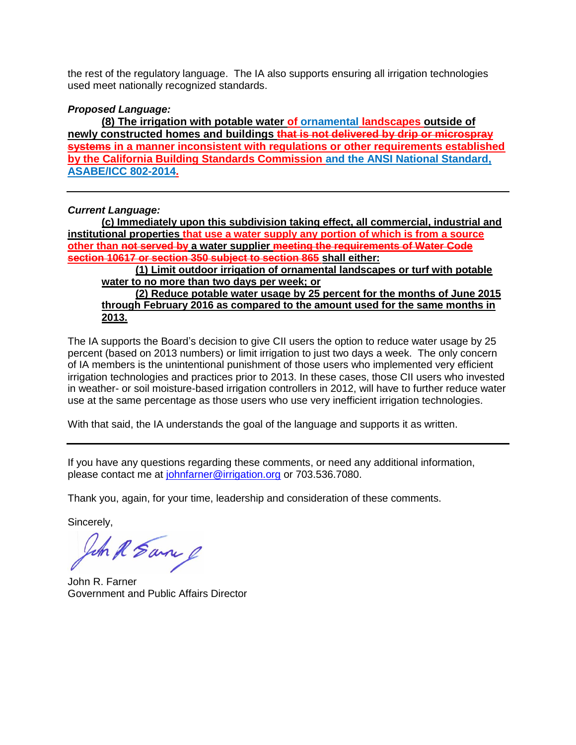the rest of the regulatory language. The IA also supports ensuring all irrigation technologies used meet nationally recognized standards.

***Proposed Language:***

**(8) The irrigation with potable water of ornamental landscapes outside of newly constructed homes and buildings ~~that is not delivered by drip or microspray systems~~ in a manner inconsistent with regulations or other requirements established by the California Building Standards Commission and the ANSI National Standard, ASABE/ICC 802-2014.**

---

***Current Language:***

**(c) Immediately upon this subdivision taking effect, all commercial, industrial and institutional properties that use a water supply any portion of which is from a source other than ~~not served by~~ a water supplier ~~meeting the requirements of Water Code section 10617 or section 350 subject to section 865~~ shall either:**

**(1) Limit outdoor irrigation of ornamental landscapes or turf with potable water to no more than two days per week; or**

**(2) Reduce potable water usage by 25 percent for the months of June 2015 through February 2016 as compared to the amount used for the same months in 2013.**

The IA supports the Board's decision to give CII users the option to reduce water usage by 25 percent (based on 2013 numbers) or limit irrigation to just two days a week. The only concern of IA members is the unintentional punishment of those users who implemented very efficient irrigation technologies and practices prior to 2013. In these cases, those CII users who invested in weather- or soil moisture-based irrigation controllers in 2012, will have to further reduce water use at the same percentage as those users who use very inefficient irrigation technologies.

With that said, the IA understands the goal of the language and supports it as written.

---

If you have any questions regarding these comments, or need any additional information, please contact me at johnfarner@irrigation.org or 703.536.7080.

Thank you, again, for your time, leadership and consideration of these comments.

Sincerely,

John R. Farner
Government and Public Affairs Director